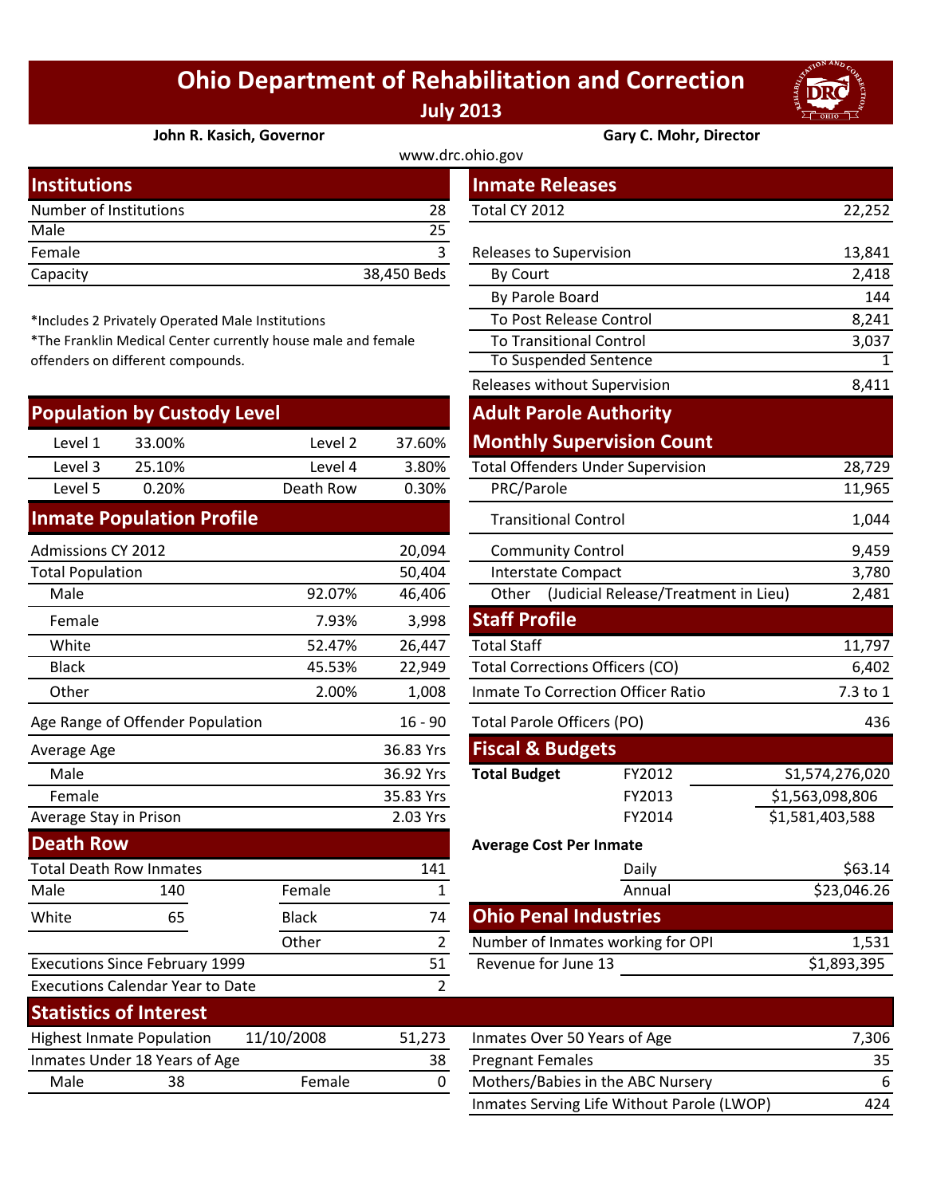# Ohio Department of Rehabilitation and Correction

## July 2013

**John R. Kasich, Governor** | **Gary C. Mohr, Director**

www.drc.ohio.gov

## Institutions

| | |
|---|---|
| Number of Institutions | 28 |
| Male | 25 |
| Female | 3 |
| Capacity | 38,450 Beds |

*Includes 2 Privately Operated Male Institutions
*The Franklin Medical Center currently house male and female offenders on different compounds.

## Inmate Releases

| | |
|---|---|
| Total CY 2012 | 22,252 |
| Releases to Supervision | 13,841 |
| By Court | 2,418 |
| By Parole Board | 144 |
| To Post Release Control | 8,241 |
| To Transitional Control | 3,037 |
| To Suspended Sentence | 1 |
| Releases without Supervision | 8,411 |

## Population by Custody Level

| | | | |
|---|---|---|---|
| Level 1 | 33.00% | Level 2 | 37.60% |
| Level 3 | 25.10% | Level 4 | 3.80% |
| Level 5 | 0.20% | Death Row | 0.30% |

## Adult Parole Authority Monthly Supervision Count

| | |
|---|---|
| Total Offenders Under Supervision | 28,729 |
| PRC/Parole | 11,965 |
| Transitional Control | 1,044 |
| Community Control | 9,459 |
| Interstate Compact | 3,780 |
| Other (Judicial Release/Treatment in Lieu) | 2,481 |

## Inmate Population Profile

| | | |
|---|---|---|
| Admissions CY 2012 | | 20,094 |
| Total Population | | 50,404 |
| Male | 92.07% | 46,406 |
| Female | 7.93% | 3,998 |
| White | 52.47% | 26,447 |
| Black | 45.53% | 22,949 |
| Other | 2.00% | 1,008 |
| Age Range of Offender Population | | 16 - 90 |
| Average Age | | 36.83 Yrs |
| Male | | 36.92 Yrs |
| Female | | 35.83 Yrs |
| Average Stay in Prison | | 2.03 Yrs |

## Staff Profile

| | |
|---|---|
| Total Staff | 11,797 |
| Total Corrections Officers (CO) | 6,402 |
| Inmate To Correction Officer Ratio | 7.3 to 1 |
| Total Parole Officers (PO) | 436 |

## Fiscal & Budgets

| | | |
|---|---|---|
| **Total Budget** | FY2012 | $1,574,276,020 |
| | FY2013 | $1,563,098,806 |
| | FY2014 | $1,581,403,588 |

**Average Cost Per Inmate**

| | |
|---|---|
| Daily | $63.14 |
| Annual | $23,046.26 |

## Death Row

| | | | |
|---|---|---|---|
| Total Death Row Inmates | | | 141 |
| Male | 140 | Female | 1 |
| White | 65 | Black | 74 |
| | | Other | 2 |
| Executions Since February 1999 | | | 51 |
| Executions Calendar Year to Date | | | 2 |

## Ohio Penal Industries

| | |
|---|---|
| Number of Inmates working for OPI | 1,531 |
| Revenue for June 13 | $1,893,395 |

## Statistics of Interest

| | | | |
|---|---|---|---|
| Highest Inmate Population | 11/10/2008 | | 51,273 |
| Inmates Under 18 Years of Age | | | 38 |
| Male | 38 | Female | 0 |

| | |
|---|---|
| Inmates Over 50 Years of Age | 7,306 |
| Pregnant Females | 35 |
| Mothers/Babies in the ABC Nursery | 6 |
| Inmates Serving Life Without Parole (LWOP) | 424 |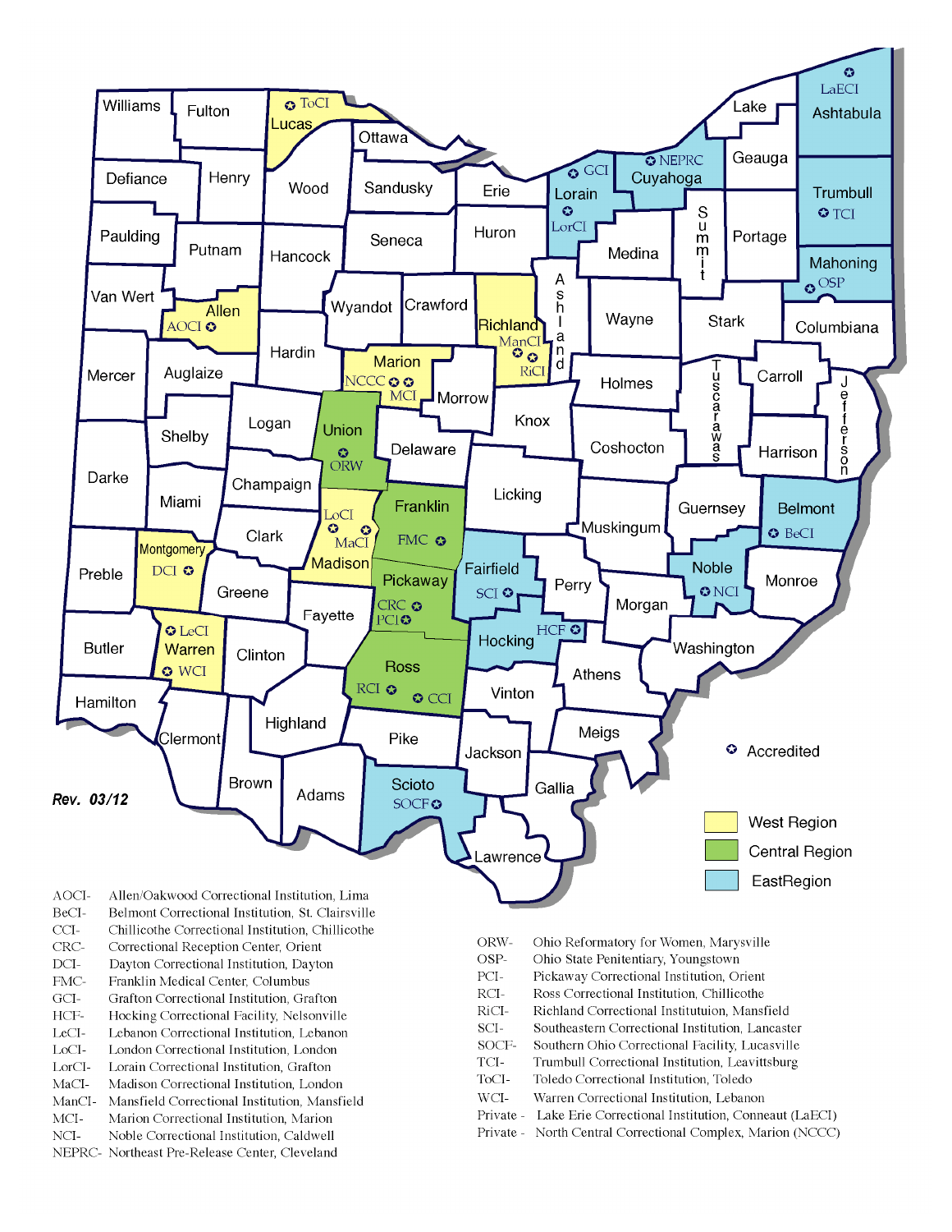Rev. 03/12

Accredited

West Region

Central Region

EastRegion

| | |
|---|---|
| AOCI- | Allen/Oakwood Correctional Institution, Lima |
| BeCI- | Belmont Correctional Institution, St. Clairsville |
| CCI- | Chillicothe Correctional Institution, Chillicothe |
| CRC- | Correctional Reception Center, Orient |
| DCI- | Dayton Correctional Institution, Dayton |
| FMC- | Franklin Medical Center, Columbus |
| GCI- | Grafton Correctional Institution, Grafton |
| HCF- | Hocking Correctional Facility, Nelsonville |
| LeCI- | Lebanon Correctional Institution, Lebanon |
| LoCI- | London Correctional Institution, London |
| LorCI- | Lorain Correctional Institution, Grafton |
| MaCI- | Madison Correctional Institution, London |
| ManCI- | Mansfield Correctional Institution, Mansfield |
| MCI- | Marion Correctional Institution, Marion |
| NCI- | Noble Correctional Institution, Caldwell |
| NEPRC- | Northeast Pre-Release Center, Cleveland |
| ORW- | Ohio Reformatory for Women, Marysville |
| OSP- | Ohio State Penitentiary, Youngstown |
| PCI- | Pickaway Correctional Institution, Orient |
| RCI- | Ross Correctional Institution, Chillicothe |
| RiCI- | Richland Correctional Instituttuion, Mansfield |
| SCI- | Southeastern Correctional Institution, Lancaster |
| SOCF- | Southern Ohio Correctional Facility, Lucasville |
| TCI- | Trumbull Correctional Institution, Leavittsburg |
| ToCI- | Toledo Correctional Institution, Toledo |
| WCI- | Warren Correctional Institution, Lebanon |
| Private - | Lake Erie Correctional Institution, Conneaut (LaECI) |
| Private - | North Central Correctional Complex, Marion (NCCC) |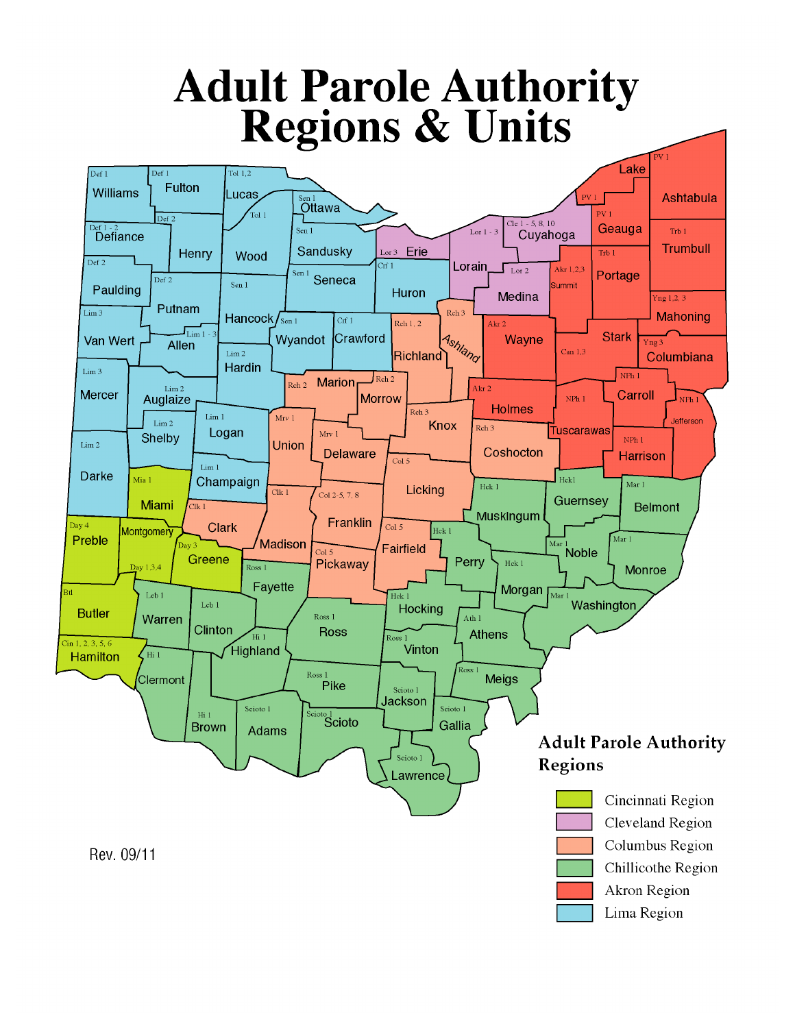# Adult Parole Authority Regions & Units

Def 1 Williams
Def 1 Fulton
Tol 1,2 Lucas
Sen 1 Ottawa
PV 1 Lake
PV 1 Ashtabula
Def 1 - 2 Defiance
Def 2 Henry
Tol 1 Wood
Sen 1 Sandusky
Lor 3 Erie
Lor 1 - 3 Lorain
Cle 1 - 5, 8, 10 Cuyahoga
PV 1 Geauga
Trb 1 Trumbull
Def 2 Paulding
Def 2 Putnam
Sen 1 Hancock
Sen 1 Seneca
Crf 1 Huron
Lor 2 Medina
Akr 1,2,3 Summit
Trb 1 Portage
Yng 1,2, 3 Mahoning
Lim 3 Van Wert
Lim 1 - 3 Allen
Sen 1 Wyandot
Crf 1 Crawford
Rch 1, 2 Richland
Rch 3 Ashland
Akr 2 Wayne
Can 1,3 Stark
Yng 3 Columbiana
Lim 3 Mercer
Lim 2 Auglaize
Lim 2 Hardin
Rch 2 Marion
Rch 2 Morrow
Rch 3 Knox
Akr 2 Holmes
NPh 1 Tuscarawas
NPh 1 Carroll
NPh 1 Jefferson
Lim 2 Shelby
Lim 1 Logan
Mrv 1 Union
Mrv 1 Delaware
Rch 3 Coshocton
NPh 1 Harrison
Lim 2 Darke
Mia 1 Miami
Lim 1 Champaign
Col 5 Licking
Hck 1 Muskingum
Hck1 Guernsey
Mar 1 Belmont
Clk 1 Clark
Clk 1 Madison
Col 2-5, 7, 8 Franklin
Col 5 Fairfield
Hck 1 Perry
Mar 1 Noble
Mar 1 Monroe
Day 4 Preble
Montgomery
Day 3 Greene
Day 1,3,4
Ross 1 Fayette
Col 5 Pickaway
Hck 1 Morgan
Mar 1 Washington
Btl Butler
Leb 1 Warren
Leb 1 Clinton
Hck 1 Hocking
Ath 1 Athens
Cin 1, 2, 3, 5, 6 Hamilton
Hi 1 Highland
Ross 1 Ross
Ross 1 Vinton
Hi 1 Clermont
Ross 1 Pike
Sciote 1 Jackson
Ross 1 Meigs
Hi 1 Brown
Scioto 1 Adams
Scioto 1 Scioto
Scioto 1 Gallia
Scioto 1 Lawrence

**Adult Parole Authority Regions**

Cincinnati Region
Cleveland Region
Columbus Region
Chillicothe Region
Akron Region
Lima Region

Rev. 09/11